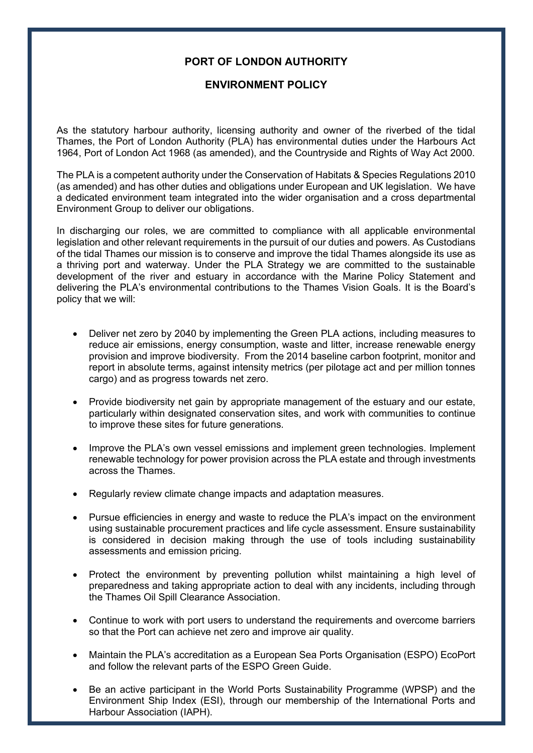# PORT OF LONDON AUTHORITY

## ENVIRONMENT POLICY

As the statutory harbour authority, licensing authority and owner of the riverbed of the tidal Thames, the Port of London Authority (PLA) has environmental duties under the Harbours Act 1964, Port of London Act 1968 (as amended), and the Countryside and Rights of Way Act 2000.

The PLA is a competent authority under the Conservation of Habitats & Species Regulations 2010 (as amended) and has other duties and obligations under European and UK legislation. We have a dedicated environment team integrated into the wider organisation and a cross departmental Environment Group to deliver our obligations.

In discharging our roles, we are committed to compliance with all applicable environmental legislation and other relevant requirements in the pursuit of our duties and powers. As Custodians of the tidal Thames our mission is to conserve and improve the tidal Thames alongside its use as a thriving port and waterway. Under the PLA Strategy we are committed to the sustainable development of the river and estuary in accordance with the Marine Policy Statement and delivering the PLA's environmental contributions to the Thames Vision Goals. It is the Board's policy that we will:

- Deliver net zero by 2040 by implementing the Green PLA actions, including measures to reduce air emissions, energy consumption, waste and litter, increase renewable energy provision and improve biodiversity. From the 2014 baseline carbon footprint, monitor and report in absolute terms, against intensity metrics (per pilotage act and per million tonnes cargo) and as progress towards net zero.
- Provide biodiversity net gain by appropriate management of the estuary and our estate, particularly within designated conservation sites, and work with communities to continue to improve these sites for future generations.
- Improve the PLA's own vessel emissions and implement green technologies. Implement renewable technology for power provision across the PLA estate and through investments across the Thames.
- Regularly review climate change impacts and adaptation measures.
- Pursue efficiencies in energy and waste to reduce the PLA's impact on the environment using sustainable procurement practices and life cycle assessment. Ensure sustainability is considered in decision making through the use of tools including sustainability assessments and emission pricing.
- Protect the environment by preventing pollution whilst maintaining a high level of preparedness and taking appropriate action to deal with any incidents, including through the Thames Oil Spill Clearance Association.
- Continue to work with port users to understand the requirements and overcome barriers so that the Port can achieve net zero and improve air quality.
- Maintain the PLA's accreditation as a European Sea Ports Organisation (ESPO) EcoPort and follow the relevant parts of the ESPO Green Guide.
- Be an active participant in the World Ports Sustainability Programme (WPSP) and the Environment Ship Index (ESI), through our membership of the International Ports and Harbour Association (IAPH).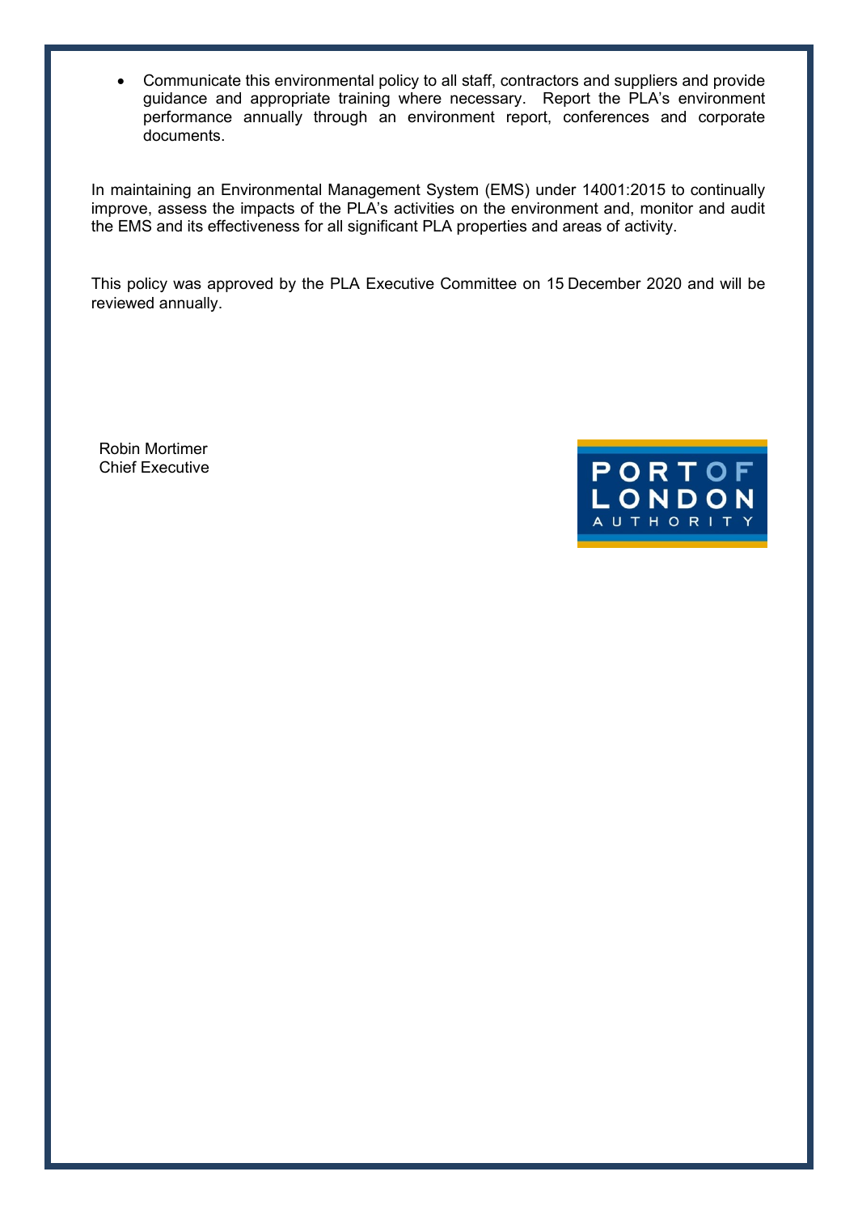- Communicate this environmental policy to all staff, contractors and suppliers and provide guidance and appropriate training where necessary. Report the PLA's environment performance annually through an environment report, conferences and corporate documents.

In maintaining an Environmental Management System (EMS) under 14001:2015 to continually improve, assess the impacts of the PLA's activities on the environment and, monitor and audit the EMS and its effectiveness for all significant PLA properties and areas of activity.

This policy was approved by the PLA Executive Committee on 15 December 2020 and will be reviewed annually.

Robin Mortimer
Chief Executive

PORT OF LONDON AUTHORITY